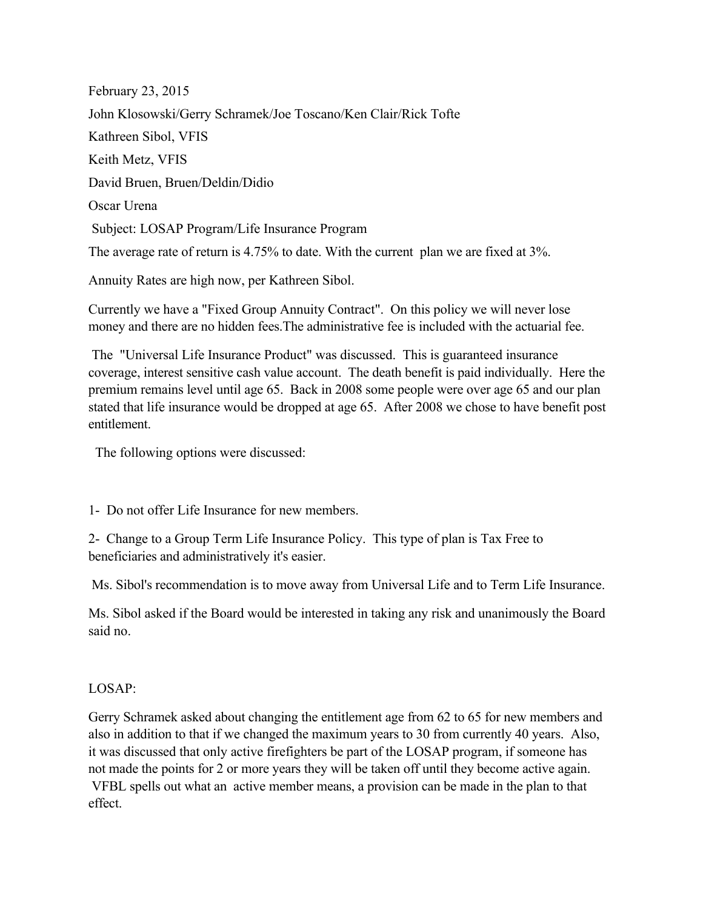February 23, 2015

John Klosowski/Gerry Schramek/Joe Toscano/Ken Clair/Rick Tofte

Kathreen Sibol, VFIS

Keith Metz, VFIS

David Bruen, Bruen/Deldin/Didio

Oscar Urena

Subject: LOSAP Program/Life Insurance Program

The average rate of return is 4.75% to date. With the current plan we are fixed at 3%.

Annuity Rates are high now, per Kathreen Sibol.

Currently we have a "Fixed Group Annuity Contract". On this policy we will never lose money and there are no hidden fees.The administrative fee is included with the actuarial fee.

The "Universal Life Insurance Product" was discussed. This is guaranteed insurance coverage, interest sensitive cash value account. The death benefit is paid individually. Here the premium remains level until age 65. Back in 2008 some people were over age 65 and our plan stated that life insurance would be dropped at age 65. After 2008 we chose to have benefit post entitlement.

The following options were discussed:

1- Do not offer Life Insurance for new members.

2- Change to a Group Term Life Insurance Policy. This type of plan is Tax Free to beneficiaries and administratively it's easier.

Ms. Sibol's recommendation is to move away from Universal Life and to Term Life Insurance.

Ms. Sibol asked if the Board would be interested in taking any risk and unanimously the Board said no.

LOSAP:

Gerry Schramek asked about changing the entitlement age from 62 to 65 for new members and also in addition to that if we changed the maximum years to 30 from currently 40 years. Also, it was discussed that only active firefighters be part of the LOSAP program, if someone has not made the points for 2 or more years they will be taken off until they become active again. VFBL spells out what an active member means, a provision can be made in the plan to that effect.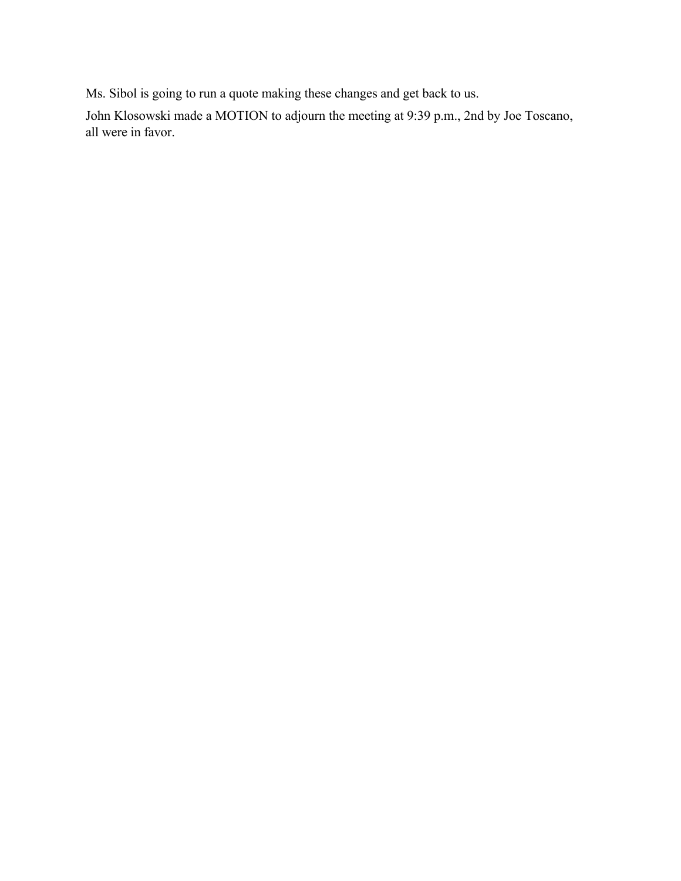Ms. Sibol is going to run a quote making these changes and get back to us.

John Klosowski made a MOTION to adjourn the meeting at 9:39 p.m., 2nd by Joe Toscano, all were in favor.